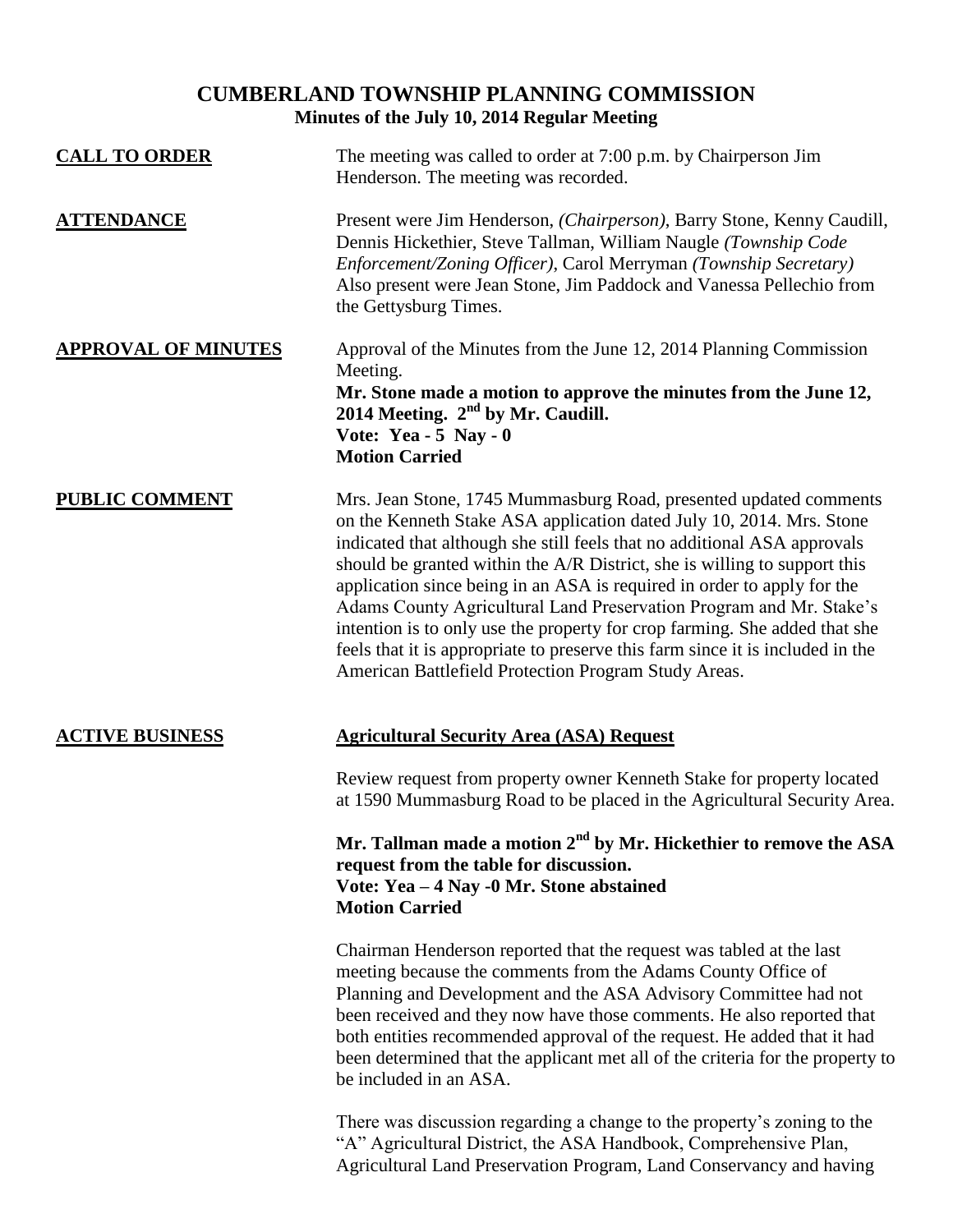# CUMBERLAND TOWNSHIP PLANNING COMMISSION

## Minutes of the July 10, 2014 Regular Meeting

**CALL TO ORDER**

The meeting was called to order at 7:00 p.m. by Chairperson Jim Henderson. The meeting was recorded.

**ATTENDANCE**

Present were Jim Henderson, *(Chairperson)*, Barry Stone, Kenny Caudill, Dennis Hickethier, Steve Tallman, William Naugle *(Township Code Enforcement/Zoning Officer)*, Carol Merryman *(Township Secretary)* Also present were Jean Stone, Jim Paddock and Vanessa Pellechio from the Gettysburg Times.

**APPROVAL OF MINUTES**

Approval of the Minutes from the June 12, 2014 Planning Commission Meeting.

**Mr. Stone made a motion to approve the minutes from the June 12, 2014 Meeting. 2nd by Mr. Caudill.**
**Vote: Yea - 5 Nay - 0**
**Motion Carried**

**PUBLIC COMMENT**

Mrs. Jean Stone, 1745 Mummasburg Road, presented updated comments on the Kenneth Stake ASA application dated July 10, 2014. Mrs. Stone indicated that although she still feels that no additional ASA approvals should be granted within the A/R District, she is willing to support this application since being in an ASA is required in order to apply for the Adams County Agricultural Land Preservation Program and Mr. Stake's intention is to only use the property for crop farming. She added that she feels that it is appropriate to preserve this farm since it is included in the American Battlefield Protection Program Study Areas.

**ACTIVE BUSINESS**

**Agricultural Security Area (ASA) Request**

Review request from property owner Kenneth Stake for property located at 1590 Mummasburg Road to be placed in the Agricultural Security Area.

**Mr. Tallman made a motion 2nd by Mr. Hickethier to remove the ASA request from the table for discussion.**
**Vote: Yea – 4 Nay -0 Mr. Stone abstained**
**Motion Carried**

Chairman Henderson reported that the request was tabled at the last meeting because the comments from the Adams County Office of Planning and Development and the ASA Advisory Committee had not been received and they now have those comments. He also reported that both entities recommended approval of the request. He added that it had been determined that the applicant met all of the criteria for the property to be included in an ASA.

There was discussion regarding a change to the property's zoning to the "A" Agricultural District, the ASA Handbook, Comprehensive Plan, Agricultural Land Preservation Program, Land Conservancy and having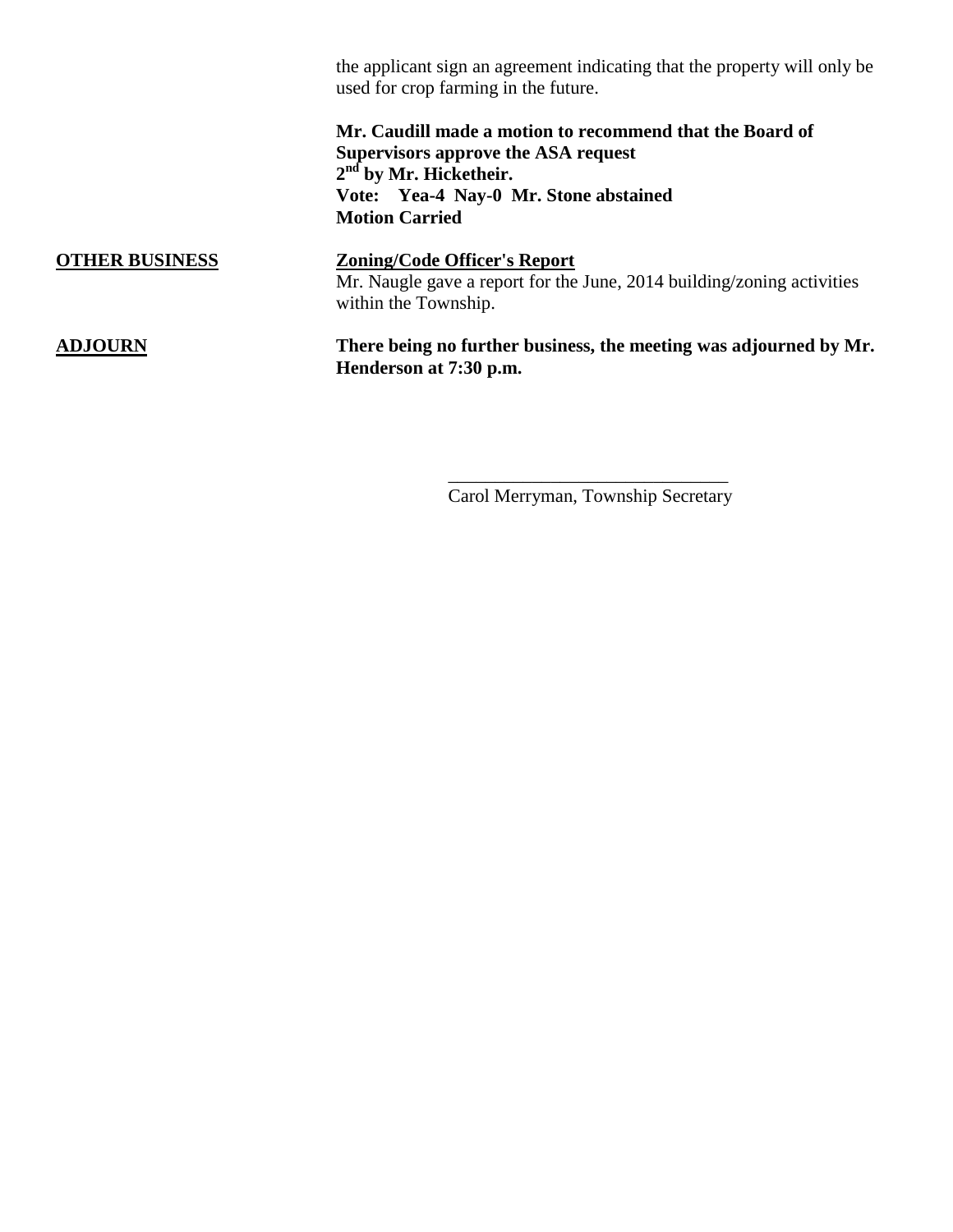the applicant sign an agreement indicating that the property will only be used for crop farming in the future.

**Mr. Caudill made a motion to recommend that the Board of Supervisors approve the ASA request**
**2nd by Mr. Hicketheir.**
**Vote: Yea-4 Nay-0 Mr. Stone abstained**
**Motion Carried**

**OTHER BUSINESS**

**Zoning/Code Officer's Report**

Mr. Naugle gave a report for the June, 2014 building/zoning activities within the Township.

**ADJOURN**

**There being no further business, the meeting was adjourned by Mr. Henderson at 7:30 p.m.**

\_\_\_\_\_\_\_\_\_\_\_\_\_\_\_\_\_\_\_\_\_\_\_\_\_\_\_\_\_\_

Carol Merryman, Township Secretary